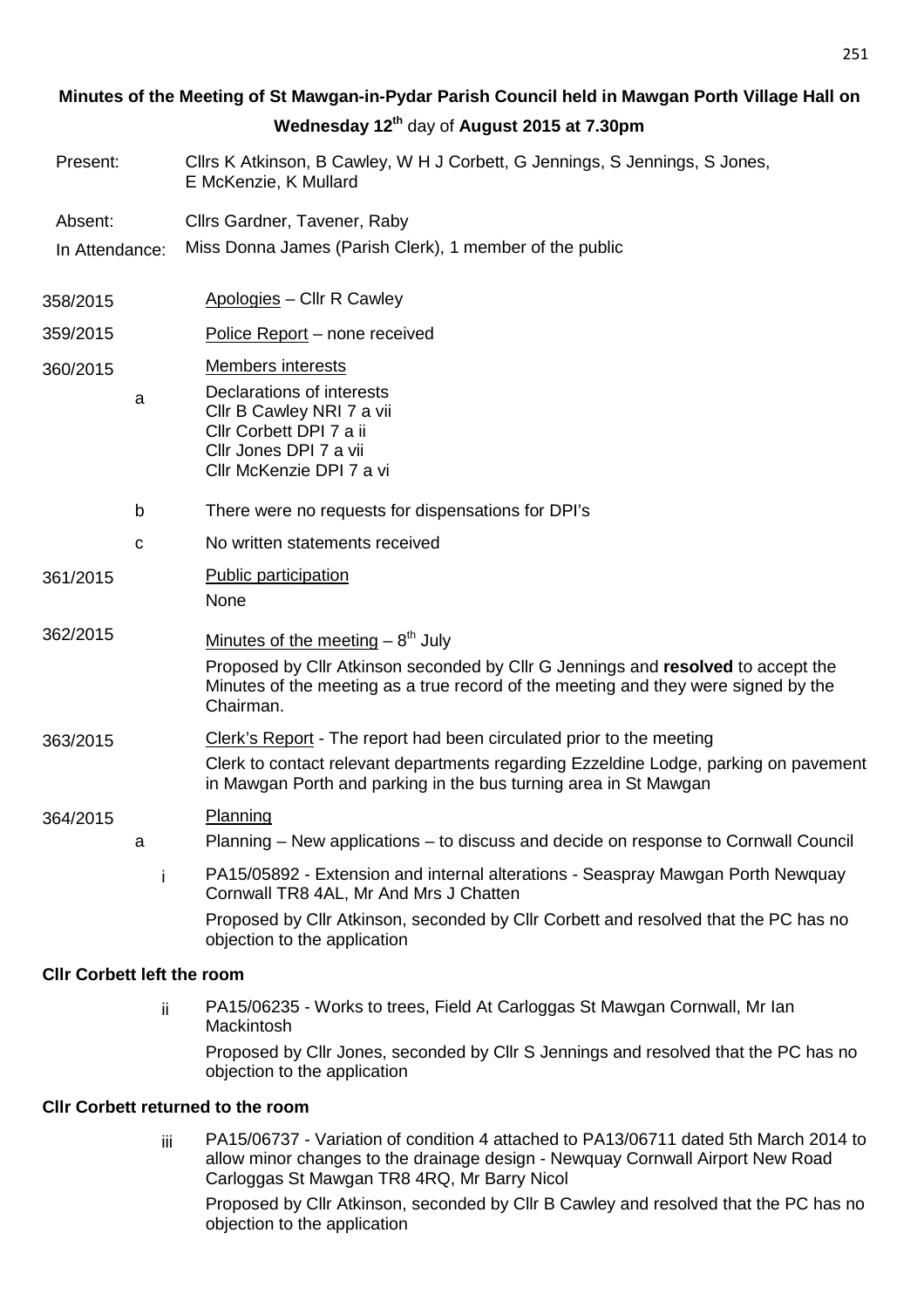**Minutes of the Meeting of St Mawgan-in-Pydar Parish Council held in Mawgan Porth Village Hall on Wednesday 12th day of August 2015 at 7.30pm**

Present: Cllrs K Atkinson, B Cawley, W H J Corbett, G Jennings, S Jennings, S Jones, E McKenzie, K Mullard

Absent: Cllrs Gardner, Tavener, Raby

In Attendance: Miss Donna James (Parish Clerk), 1 member of the public

358/2015 Apologies – Cllr R Cawley

359/2015 Police Report – none received

360/2015 Members interests

a. Declarations of interests
Cllr B Cawley NRI 7 a vii
Cllr Corbett DPI 7 a ii
Cllr Jones DPI 7 a vii
Cllr McKenzie DPI 7 a vi

b. There were no requests for dispensations for DPI's

c. No written statements received

361/2015 Public participation

None

362/2015 Minutes of the meeting – 8th July

Proposed by Cllr Atkinson seconded by Cllr G Jennings and **resolved** to accept the Minutes of the meeting as a true record of the meeting and they were signed by the Chairman.

363/2015 Clerk's Report - The report had been circulated prior to the meeting

Clerk to contact relevant departments regarding Ezzeldine Lodge, parking on pavement in Mawgan Porth and parking in the bus turning area in St Mawgan

364/2015 Planning

a. Planning – New applications – to discuss and decide on response to Cornwall Council

i. PA15/05892 - Extension and internal alterations - Seaspray Mawgan Porth Newquay Cornwall TR8 4AL, Mr And Mrs J Chatten

Proposed by Cllr Atkinson, seconded by Cllr Corbett and resolved that the PC has no objection to the application

**Cllr Corbett left the room**

ii. PA15/06235 - Works to trees, Field At Carloggas St Mawgan Cornwall, Mr Ian Mackintosh

Proposed by Cllr Jones, seconded by Cllr S Jennings and resolved that the PC has no objection to the application

**Cllr Corbett returned to the room**

iii. PA15/06737 - Variation of condition 4 attached to PA13/06711 dated 5th March 2014 to allow minor changes to the drainage design - Newquay Cornwall Airport New Road Carloggas St Mawgan TR8 4RQ, Mr Barry Nicol

Proposed by Cllr Atkinson, seconded by Cllr B Cawley and resolved that the PC has no objection to the application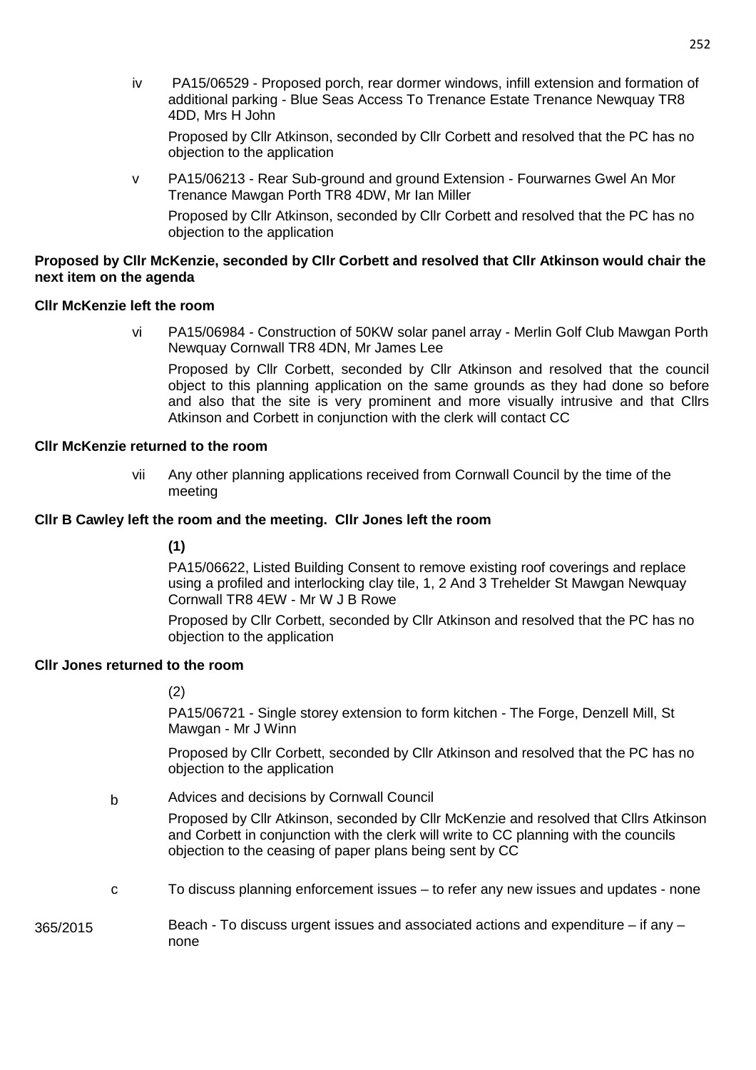iv PA15/06529 - Proposed porch, rear dormer windows, infill extension and formation of additional parking - Blue Seas Access To Trenance Estate Trenance Newquay TR8 4DD, Mrs H John

Proposed by Cllr Atkinson, seconded by Cllr Corbett and resolved that the PC has no objection to the application

v PA15/06213 - Rear Sub-ground and ground Extension - Fourwarnes Gwel An Mor Trenance Mawgan Porth TR8 4DW, Mr Ian Miller

Proposed by Cllr Atkinson, seconded by Cllr Corbett and resolved that the PC has no objection to the application

**Proposed by Cllr McKenzie, seconded by Cllr Corbett and resolved that Cllr Atkinson would chair the next item on the agenda**

**Cllr McKenzie left the room**

vi PA15/06984 - Construction of 50KW solar panel array - Merlin Golf Club Mawgan Porth Newquay Cornwall TR8 4DN, Mr James Lee

Proposed by Cllr Corbett, seconded by Cllr Atkinson and resolved that the council object to this planning application on the same grounds as they had done so before and also that the site is very prominent and more visually intrusive and that Cllrs Atkinson and Corbett in conjunction with the clerk will contact CC

**Cllr McKenzie returned to the room**

vii Any other planning applications received from Cornwall Council by the time of the meeting

**Cllr B Cawley left the room and the meeting. Cllr Jones left the room**

**(1)**

PA15/06622, Listed Building Consent to remove existing roof coverings and replace using a profiled and interlocking clay tile, 1, 2 And 3 Trehelder St Mawgan Newquay Cornwall TR8 4EW - Mr W J B Rowe

Proposed by Cllr Corbett, seconded by Cllr Atkinson and resolved that the PC has no objection to the application

**Cllr Jones returned to the room**

(2)

PA15/06721 - Single storey extension to form kitchen - The Forge, Denzell Mill, St Mawgan - Mr J Winn

Proposed by Cllr Corbett, seconded by Cllr Atkinson and resolved that the PC has no objection to the application

b Advices and decisions by Cornwall Council

Proposed by Cllr Atkinson, seconded by Cllr McKenzie and resolved that Cllrs Atkinson and Corbett in conjunction with the clerk will write to CC planning with the councils objection to the ceasing of paper plans being sent by CC

c To discuss planning enforcement issues – to refer any new issues and updates - none

365/2015 Beach - To discuss urgent issues and associated actions and expenditure – if any – none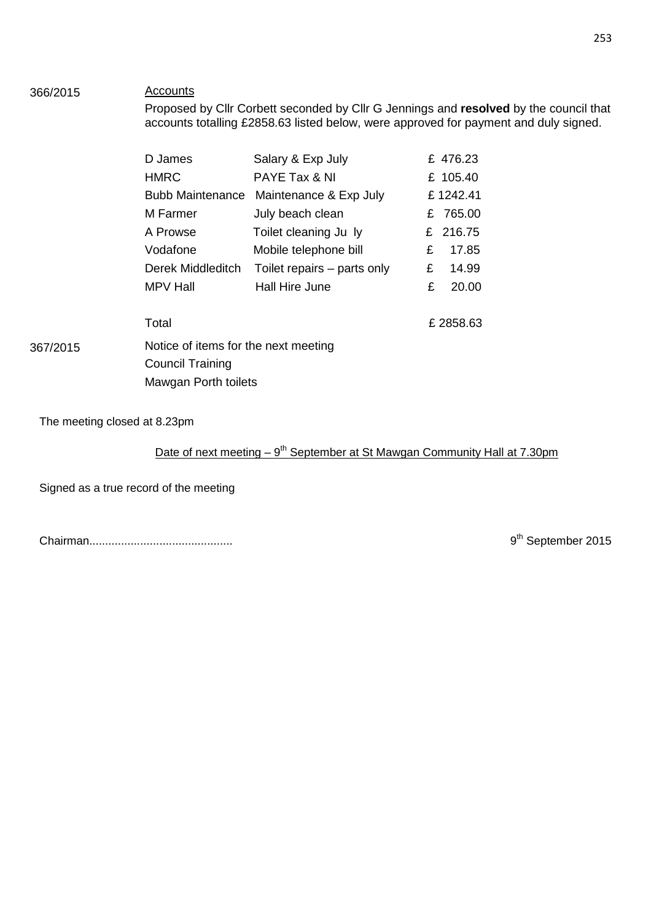366/2015 **Accounts**

Proposed by Cllr Corbett seconded by Cllr G Jennings and **resolved** by the council that accounts totalling £2858.63 listed below, were approved for payment and duly signed.

| | | |
|---|---|---|
| D James | Salary & Exp July | £ 476.23 |
| HMRC | PAYE Tax & NI | £ 105.40 |
| Bubb Maintenance | Maintenance & Exp July | £ 1242.41 |
| M Farmer | July beach clean | £ 765.00 |
| A Prowse | Toilet cleaning Ju ly | £ 216.75 |
| Vodafone | Mobile telephone bill | £ 17.85 |
| Derek Middleditch | Toilet repairs – parts only | £ 14.99 |
| MPV Hall | Hall Hire June | £ 20.00 |
| Total | | £ 2858.63 |

367/2015 Notice of items for the next meeting

Council Training

Mawgan Porth toilets

The meeting closed at 8.23pm

Date of next meeting – 9th September at St Mawgan Community Hall at 7.30pm

Signed as a true record of the meeting

Chairman............................................ 9th September 2015